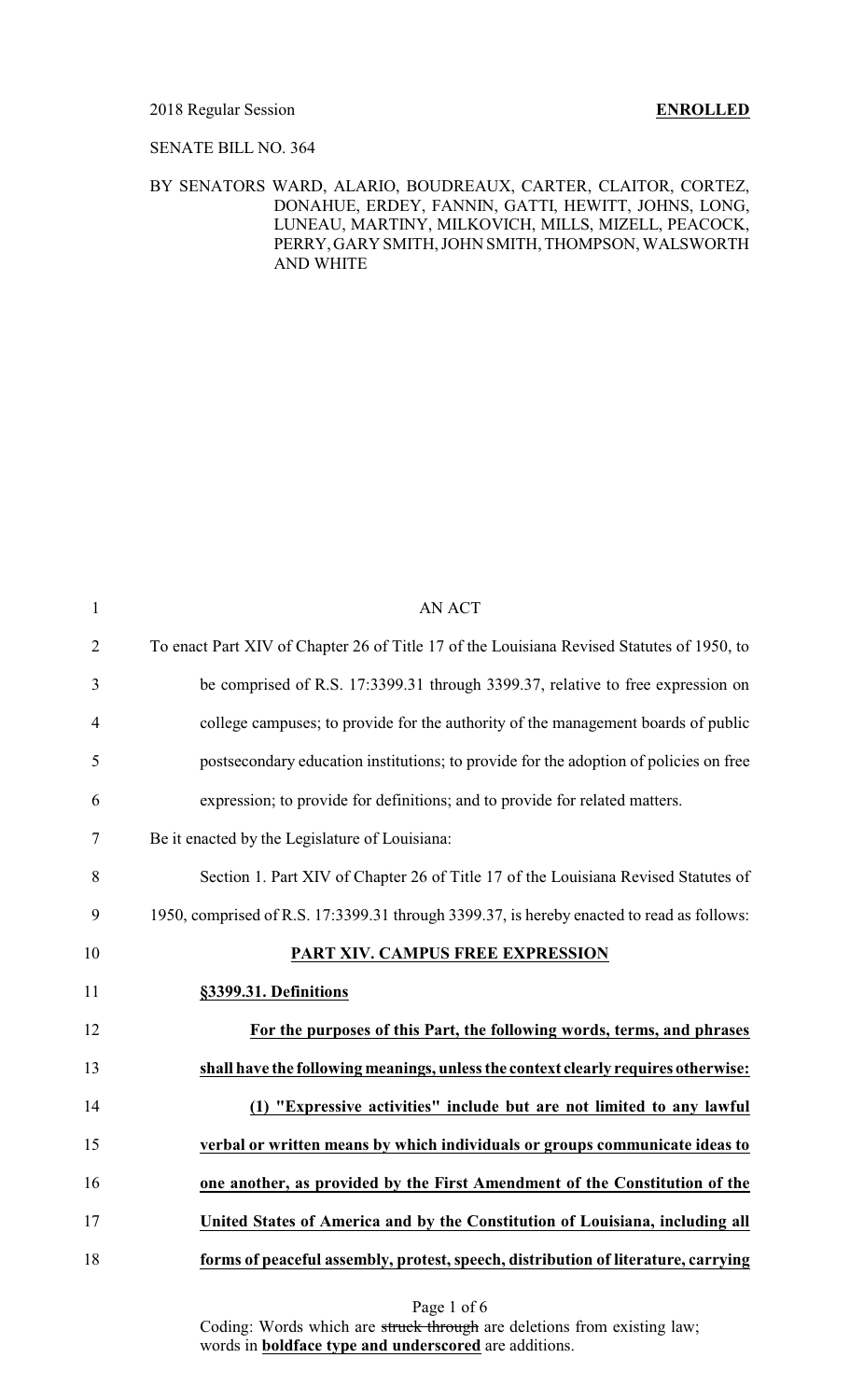2018 Regular Session **ENROLLED**

SENATE BILL NO. 364

BY SENATORS WARD, ALARIO, BOUDREAUX, CARTER, CLAITOR, CORTEZ, DONAHUE, ERDEY, FANNIN, GATTI, HEWITT, JOHNS, LONG, LUNEAU, MARTINY, MILKOVICH, MILLS, MIZELL, PEACOCK, PERRY, GARY SMITH, JOHN SMITH, THOMPSON, WALSWORTH AND WHITE

AN ACT

To enact Part XIV of Chapter 26 of Title 17 of the Louisiana Revised Statutes of 1950, to be comprised of R.S. 17:3399.31 through 3399.37, relative to free expression on college campuses; to provide for the authority of the management boards of public postsecondary education institutions; to provide for the adoption of policies on free expression; to provide for definitions; and to provide for related matters.

Be it enacted by the Legislature of Louisiana:

Section 1. Part XIV of Chapter 26 of Title 17 of the Louisiana Revised Statutes of 1950, comprised of R.S. 17:3399.31 through 3399.37, is hereby enacted to read as follows:

**PART XIV. CAMPUS FREE EXPRESSION**

**§3399.31. Definitions**

**For the purposes of this Part, the following words, terms, and phrases shall have the following meanings, unless the context clearly requires otherwise:**

**(1) "Expressive activities" include but are not limited to any lawful verbal or written means by which individuals or groups communicate ideas to one another, as provided by the First Amendment of the Constitution of the United States of America and by the Constitution of Louisiana, including all forms of peaceful assembly, protest, speech, distribution of literature, carrying**

Coding: Words which are ~~struck through~~ are deletions from existing law; words in **boldface type and underscored** are additions.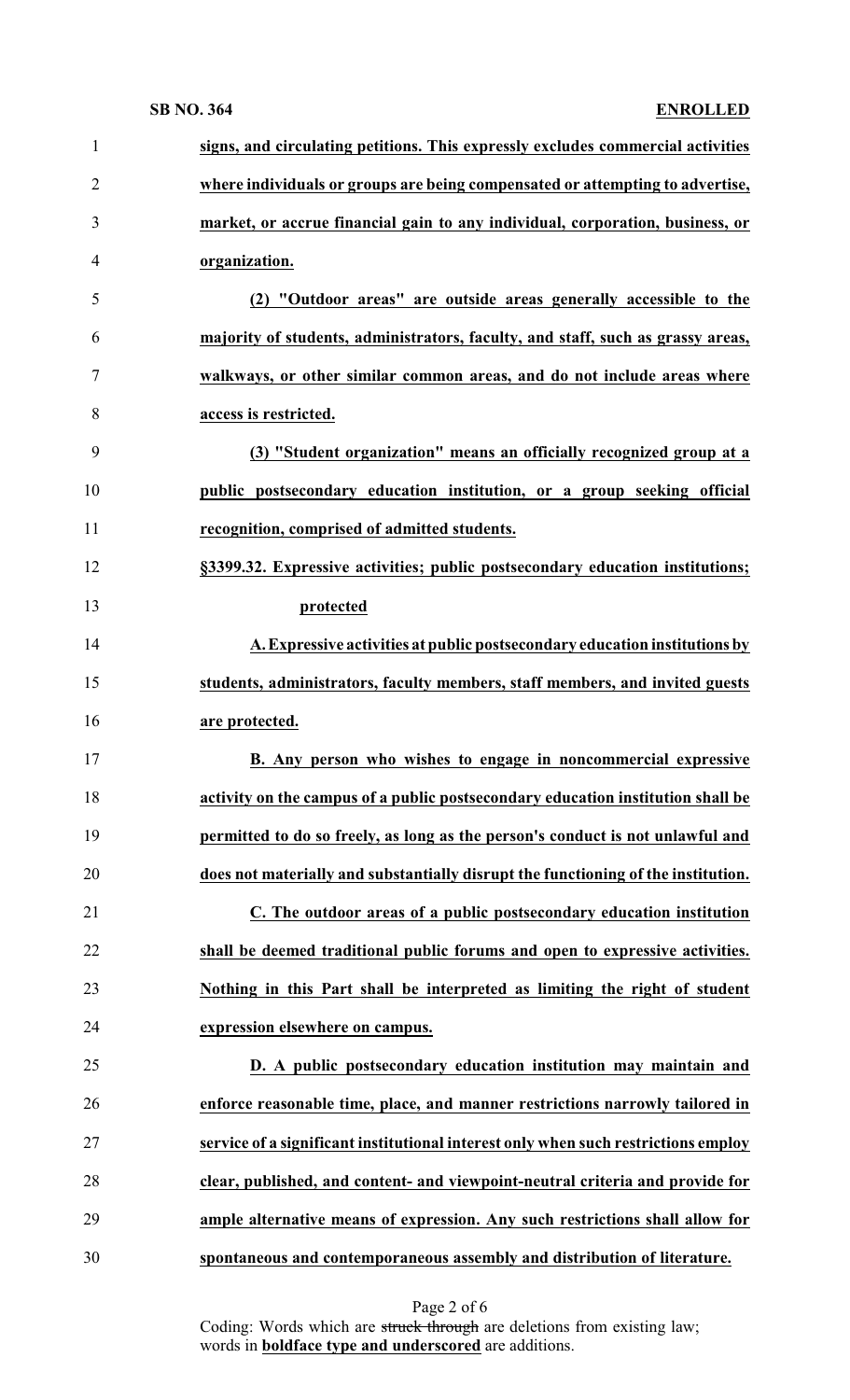**signs, and circulating petitions. This expressly excludes commercial activities where individuals or groups are being compensated or attempting to advertise, market, or accrue financial gain to any individual, corporation, business, or organization.**

**(2) "Outdoor areas" are outside areas generally accessible to the majority of students, administrators, faculty, and staff, such as grassy areas, walkways, or other similar common areas, and do not include areas where access is restricted.**

**(3) "Student organization" means an officially recognized group at a public postsecondary education institution, or a group seeking official recognition, comprised of admitted students.**

**§3399.32. Expressive activities; public postsecondary education institutions; protected**

**A. Expressive activities at public postsecondary education institutions by students, administrators, faculty members, staff members, and invited guests are protected.**

**B. Any person who wishes to engage in noncommercial expressive activity on the campus of a public postsecondary education institution shall be permitted to do so freely, as long as the person's conduct is not unlawful and does not materially and substantially disrupt the functioning of the institution.**

**C. The outdoor areas of a public postsecondary education institution shall be deemed traditional public forums and open to expressive activities. Nothing in this Part shall be interpreted as limiting the right of student expression elsewhere on campus.**

**D. A public postsecondary education institution may maintain and enforce reasonable time, place, and manner restrictions narrowly tailored in service of a significant institutional interest only when such restrictions employ clear, published, and content- and viewpoint-neutral criteria and provide for ample alternative means of expression. Any such restrictions shall allow for spontaneous and contemporaneous assembly and distribution of literature.**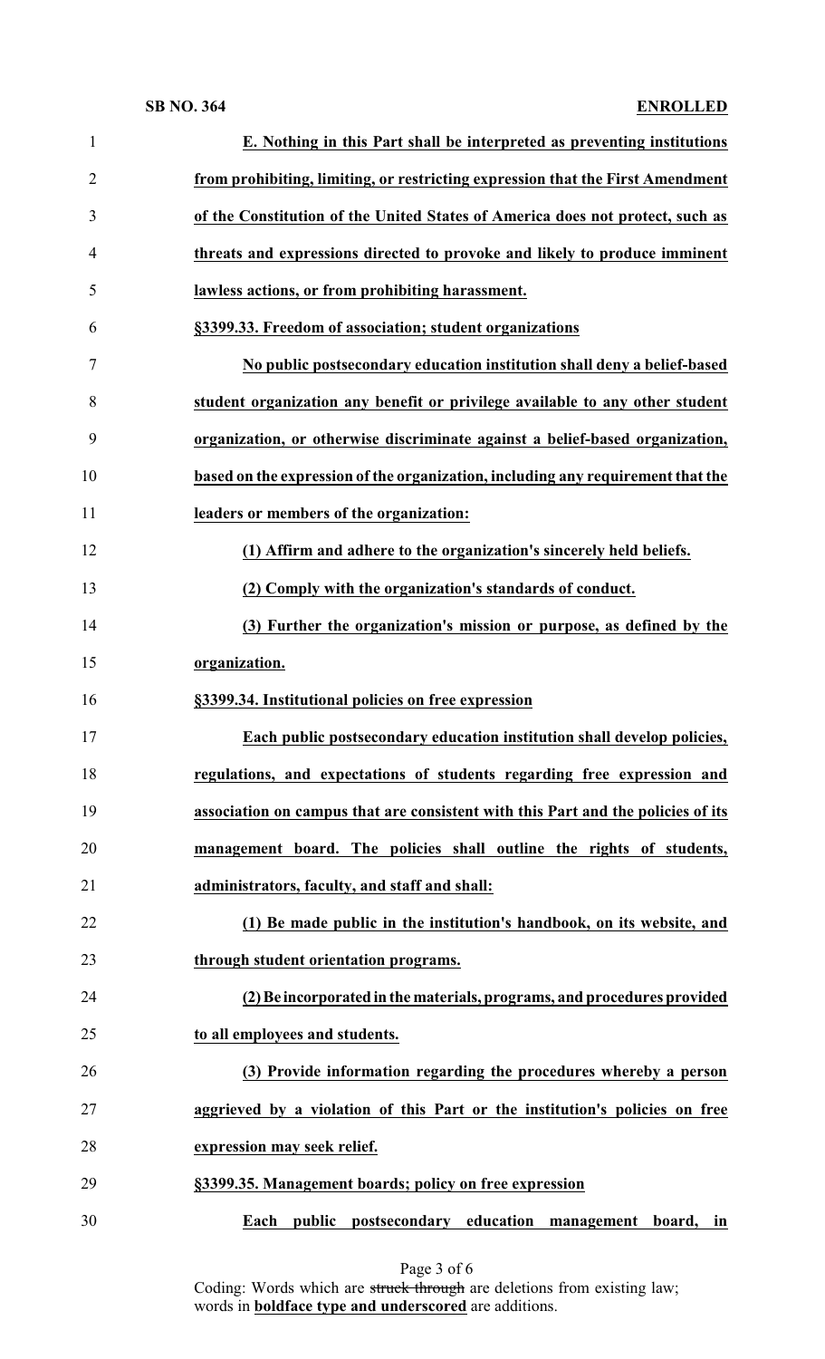**E. Nothing in this Part shall be interpreted as preventing institutions from prohibiting, limiting, or restricting expression that the First Amendment of the Constitution of the United States of America does not protect, such as threats and expressions directed to provoke and likely to produce imminent lawless actions, or from prohibiting harassment.**

**§3399.33. Freedom of association; student organizations**

**No public postsecondary education institution shall deny a belief-based student organization any benefit or privilege available to any other student organization, or otherwise discriminate against a belief-based organization, based on the expression of the organization, including any requirement that the leaders or members of the organization:**

**(1) Affirm and adhere to the organization's sincerely held beliefs.**

**(2) Comply with the organization's standards of conduct.**

**(3) Further the organization's mission or purpose, as defined by the organization.**

**§3399.34. Institutional policies on free expression**

**Each public postsecondary education institution shall develop policies, regulations, and expectations of students regarding free expression and association on campus that are consistent with this Part and the policies of its management board. The policies shall outline the rights of students, administrators, faculty, and staff and shall:**

**(1) Be made public in the institution's handbook, on its website, and through student orientation programs.**

**(2) Be incorporated in the materials, programs, and procedures provided to all employees and students.**

**(3) Provide information regarding the procedures whereby a person aggrieved by a violation of this Part or the institution's policies on free expression may seek relief.**

**§3399.35. Management boards; policy on free expression**

**Each public postsecondary education management board, in**

Coding: Words which are ~~struck through~~ are deletions from existing law; words in **boldface type and underscored** are additions.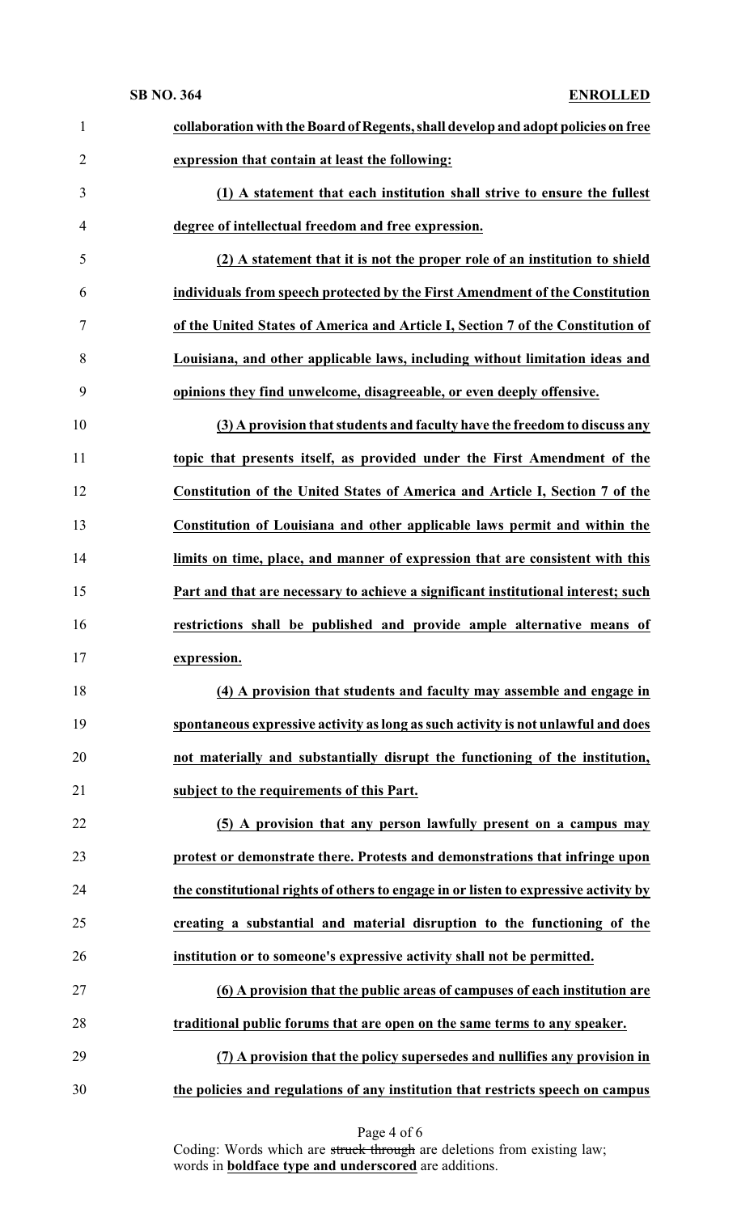**collaboration with the Board of Regents, shall develop and adopt policies on free expression that contain at least the following:**

**(1) A statement that each institution shall strive to ensure the fullest degree of intellectual freedom and free expression.**

**(2) A statement that it is not the proper role of an institution to shield individuals from speech protected by the First Amendment of the Constitution of the United States of America and Article I, Section 7 of the Constitution of Louisiana, and other applicable laws, including without limitation ideas and opinions they find unwelcome, disagreeable, or even deeply offensive.**

**(3) A provision that students and faculty have the freedom to discuss any topic that presents itself, as provided under the First Amendment of the Constitution of the United States of America and Article I, Section 7 of the Constitution of Louisiana and other applicable laws permit and within the limits on time, place, and manner of expression that are consistent with this Part and that are necessary to achieve a significant institutional interest; such restrictions shall be published and provide ample alternative means of expression.**

**(4) A provision that students and faculty may assemble and engage in spontaneous expressive activity as long as such activity is not unlawful and does not materially and substantially disrupt the functioning of the institution, subject to the requirements of this Part.**

**(5) A provision that any person lawfully present on a campus may protest or demonstrate there. Protests and demonstrations that infringe upon the constitutional rights of others to engage in or listen to expressive activity by creating a substantial and material disruption to the functioning of the institution or to someone's expressive activity shall not be permitted.**

**(6) A provision that the public areas of campuses of each institution are traditional public forums that are open on the same terms to any speaker.**

**(7) A provision that the policy supersedes and nullifies any provision in the policies and regulations of any institution that restricts speech on campus**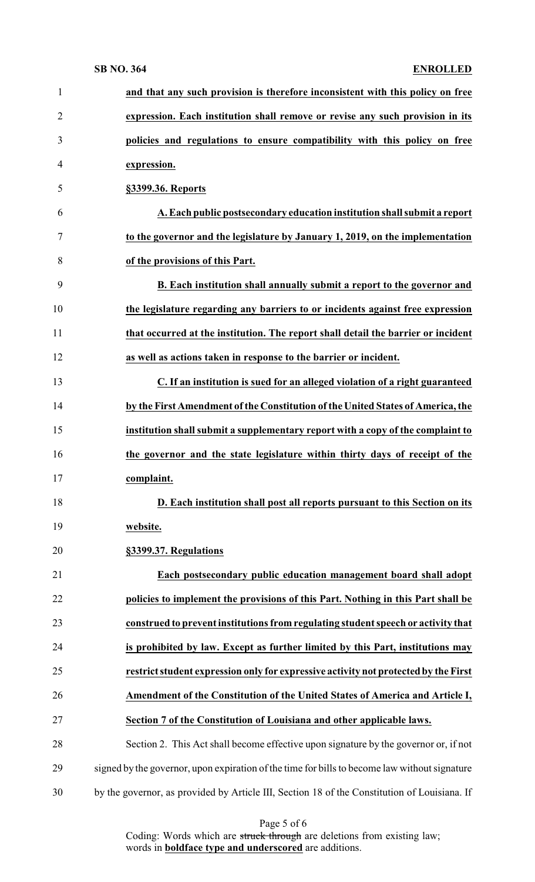**and that any such provision is therefore inconsistent with this policy on free expression. Each institution shall remove or revise any such provision in its policies and regulations to ensure compatibility with this policy on free expression.**

**§3399.36. Reports**

**A. Each public postsecondary education institution shall submit a report to the governor and the legislature by January 1, 2019, on the implementation of the provisions of this Part.**

**B. Each institution shall annually submit a report to the governor and the legislature regarding any barriers to or incidents against free expression that occurred at the institution. The report shall detail the barrier or incident as well as actions taken in response to the barrier or incident.**

**C. If an institution is sued for an alleged violation of a right guaranteed by the First Amendment of the Constitution of the United States of America, the institution shall submit a supplementary report with a copy of the complaint to the governor and the state legislature within thirty days of receipt of the complaint.**

**D. Each institution shall post all reports pursuant to this Section on its website.**

**§3399.37. Regulations**

**Each postsecondary public education management board shall adopt policies to implement the provisions of this Part. Nothing in this Part shall be construed to prevent institutions from regulating student speech or activity that is prohibited by law. Except as further limited by this Part, institutions may restrict student expression only for expressive activity not protected by the First Amendment of the Constitution of the United States of America and Article I, Section 7 of the Constitution of Louisiana and other applicable laws.**

Section 2. This Act shall become effective upon signature by the governor or, if not signed by the governor, upon expiration of the time for bills to become law without signature by the governor, as provided by Article III, Section 18 of the Constitution of Louisiana. If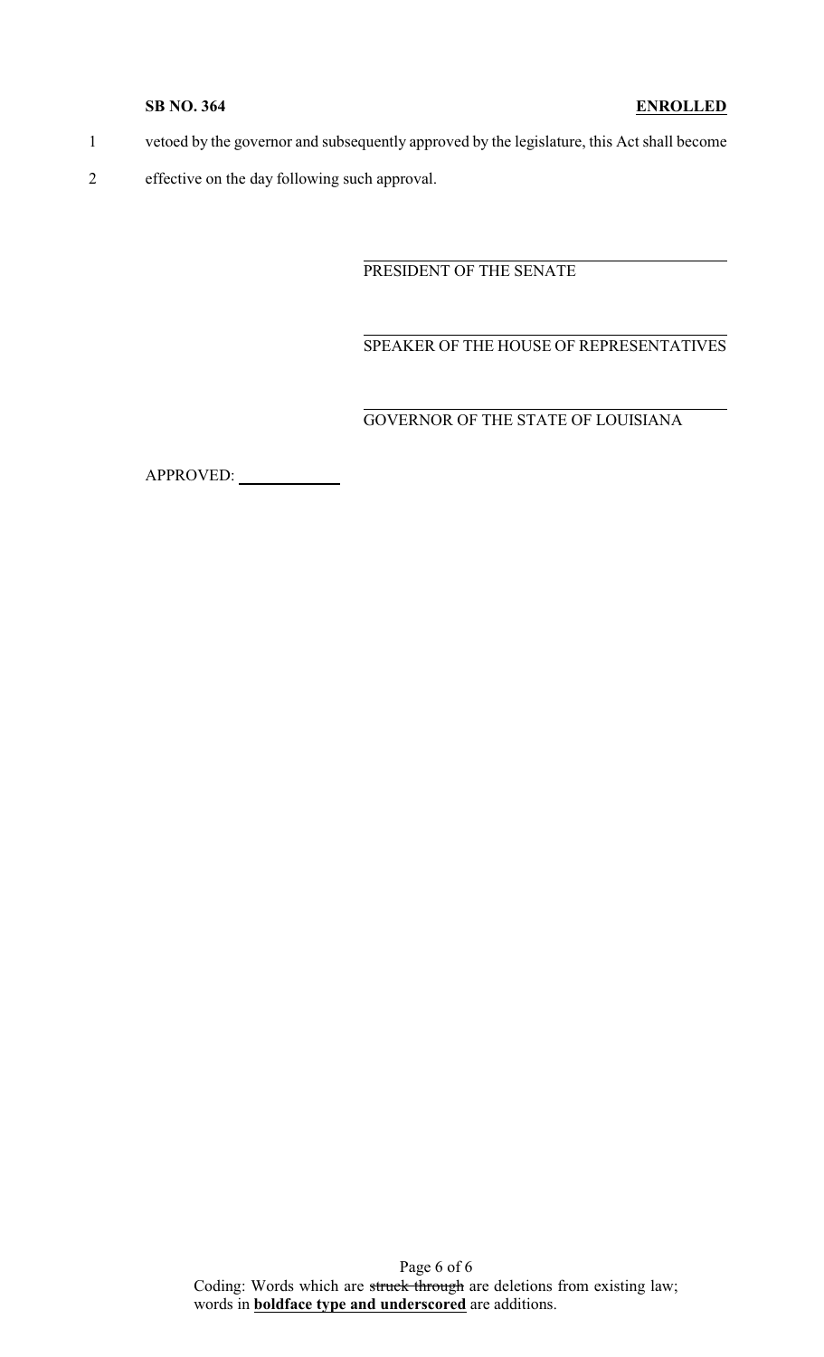vetoed by the governor and subsequently approved by the legislature, this Act shall become effective on the day following such approval.

PRESIDENT OF THE SENATE

SPEAKER OF THE HOUSE OF REPRESENTATIVES

GOVERNOR OF THE STATE OF LOUISIANA

APPROVED: ____________

Coding: Words which are ~~struck through~~ are deletions from existing law; words in **<u>boldface type and underscored</u>** are additions.